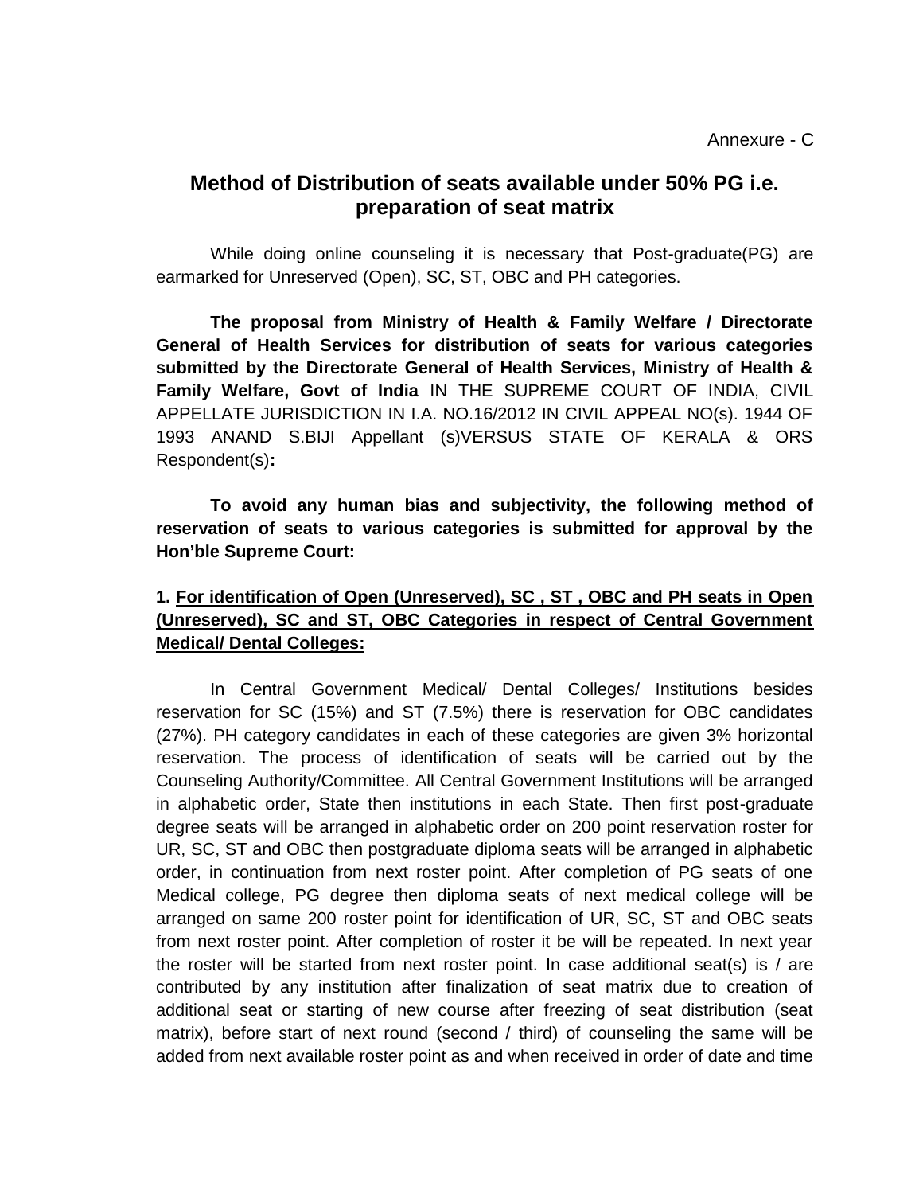Annexure - C

## Method of Distribution of seats available under 50% PG i.e. preparation of seat matrix

While doing online counseling it is necessary that Post-graduate(PG) are earmarked for Unreserved (Open), SC, ST, OBC and PH categories.

**The proposal from Ministry of Health & Family Welfare / Directorate General of Health Services for distribution of seats for various categories submitted by the Directorate General of Health Services, Ministry of Health & Family Welfare, Govt of India** IN THE SUPREME COURT OF INDIA, CIVIL APPELLATE JURISDICTION IN I.A. NO.16/2012 IN CIVIL APPEAL NO(s). 1944 OF 1993 ANAND S.BIJI Appellant (s)VERSUS STATE OF KERALA & ORS Respondent(s)**:**

**To avoid any human bias and subjectivity, the following method of reservation of seats to various categories is submitted for approval by the Hon'ble Supreme Court:**

**1. <u>For identification of Open (Unreserved), SC , ST , OBC and PH seats in Open (Unreserved), SC and ST, OBC Categories in respect of Central Government Medical/ Dental Colleges:</u>**

In Central Government Medical/ Dental Colleges/ Institutions besides reservation for SC (15%) and ST (7.5%) there is reservation for OBC candidates (27%). PH category candidates in each of these categories are given 3% horizontal reservation. The process of identification of seats will be carried out by the Counseling Authority/Committee. All Central Government Institutions will be arranged in alphabetic order, State then institutions in each State. Then first post-graduate degree seats will be arranged in alphabetic order on 200 point reservation roster for UR, SC, ST and OBC then postgraduate diploma seats will be arranged in alphabetic order, in continuation from next roster point. After completion of PG seats of one Medical college, PG degree then diploma seats of next medical college will be arranged on same 200 roster point for identification of UR, SC, ST and OBC seats from next roster point. After completion of roster it be will be repeated. In next year the roster will be started from next roster point. In case additional seat(s) is / are contributed by any institution after finalization of seat matrix due to creation of additional seat or starting of new course after freezing of seat distribution (seat matrix), before start of next round (second / third) of counseling the same will be added from next available roster point as and when received in order of date and time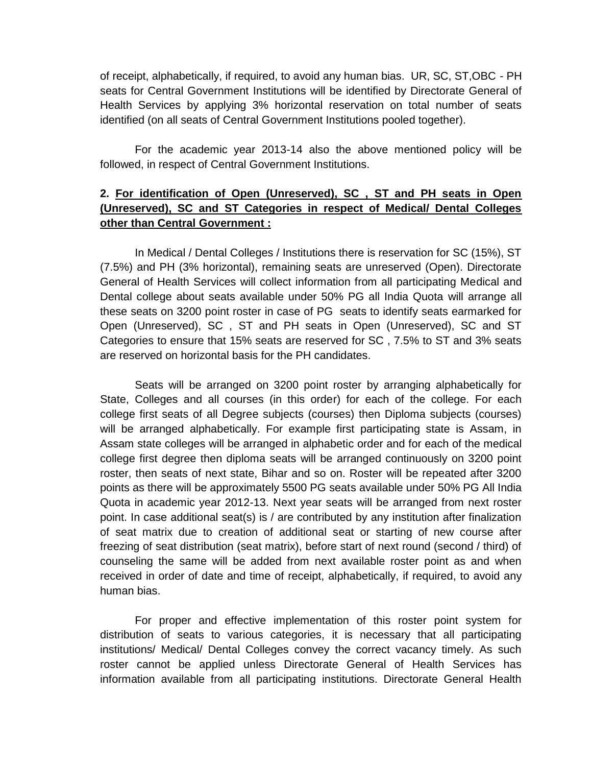of receipt, alphabetically, if required, to avoid any human bias. UR, SC, ST,OBC - PH seats for Central Government Institutions will be identified by Directorate General of Health Services by applying 3% horizontal reservation on total number of seats identified (on all seats of Central Government Institutions pooled together).

For the academic year 2013-14 also the above mentioned policy will be followed, in respect of Central Government Institutions.

**2. <u>For identification of Open (Unreserved), SC , ST and PH seats in Open (Unreserved), SC and ST Categories in respect of Medical/ Dental Colleges other than Central Government :</u>**

In Medical / Dental Colleges / Institutions there is reservation for SC (15%), ST (7.5%) and PH (3% horizontal), remaining seats are unreserved (Open). Directorate General of Health Services will collect information from all participating Medical and Dental college about seats available under 50% PG all India Quota will arrange all these seats on 3200 point roster in case of PG seats to identify seats earmarked for Open (Unreserved), SC , ST and PH seats in Open (Unreserved), SC and ST Categories to ensure that 15% seats are reserved for SC , 7.5% to ST and 3% seats are reserved on horizontal basis for the PH candidates.

Seats will be arranged on 3200 point roster by arranging alphabetically for State, Colleges and all courses (in this order) for each of the college. For each college first seats of all Degree subjects (courses) then Diploma subjects (courses) will be arranged alphabetically. For example first participating state is Assam, in Assam state colleges will be arranged in alphabetic order and for each of the medical college first degree then diploma seats will be arranged continuously on 3200 point roster, then seats of next state, Bihar and so on. Roster will be repeated after 3200 points as there will be approximately 5500 PG seats available under 50% PG All India Quota in academic year 2012-13. Next year seats will be arranged from next roster point. In case additional seat(s) is / are contributed by any institution after finalization of seat matrix due to creation of additional seat or starting of new course after freezing of seat distribution (seat matrix), before start of next round (second / third) of counseling the same will be added from next available roster point as and when received in order of date and time of receipt, alphabetically, if required, to avoid any human bias.

For proper and effective implementation of this roster point system for distribution of seats to various categories, it is necessary that all participating institutions/ Medical/ Dental Colleges convey the correct vacancy timely. As such roster cannot be applied unless Directorate General of Health Services has information available from all participating institutions. Directorate General Health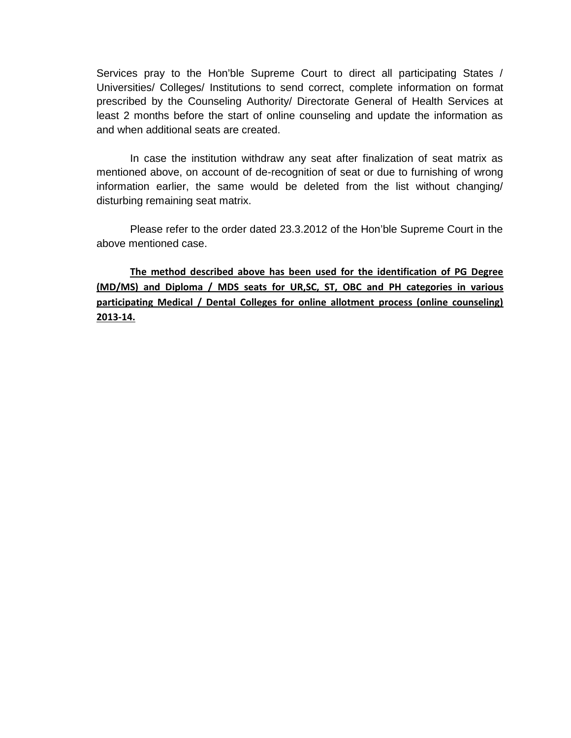Services pray to the Hon'ble Supreme Court to direct all participating States / Universities/ Colleges/ Institutions to send correct, complete information on format prescribed by the Counseling Authority/ Directorate General of Health Services at least 2 months before the start of online counseling and update the information as and when additional seats are created.

In case the institution withdraw any seat after finalization of seat matrix as mentioned above, on account of de-recognition of seat or due to furnishing of wrong information earlier, the same would be deleted from the list without changing/ disturbing remaining seat matrix.

Please refer to the order dated 23.3.2012 of the Hon'ble Supreme Court in the above mentioned case.

**The method described above has been used for the identification of PG Degree (MD/MS) and Diploma / MDS seats for UR,SC, ST, OBC and PH categories in various participating Medical / Dental Colleges for online allotment process (online counseling) 2013-14.**